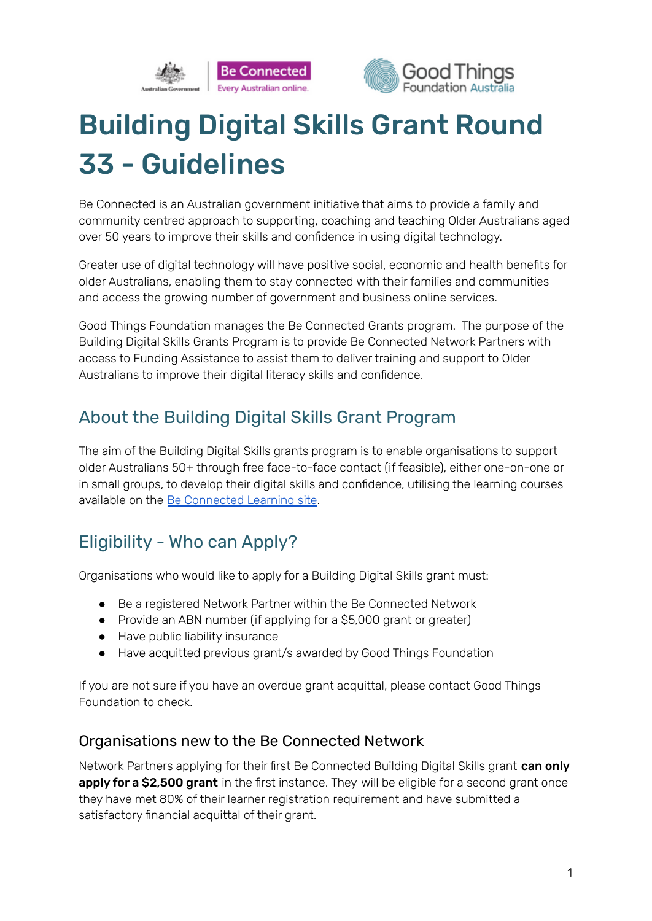# Building Digital Skills Grant Round 33 - Guidelines

Be Connected is an Australian government initiative that aims to provide a family and community centred approach to supporting, coaching and teaching Older Australians aged over 50 years to improve their skills and confidence in using digital technology.

Greater use of digital technology will have positive social, economic and health benefits for older Australians, enabling them to stay connected with their families and communities and access the growing number of government and business online services.

Good Things Foundation manages the Be Connected Grants program. The purpose of the Building Digital Skills Grants Program is to provide Be Connected Network Partners with access to Funding Assistance to assist them to deliver training and support to Older Australians to improve their digital literacy skills and confidence.

## About the Building Digital Skills Grant Program

The aim of the Building Digital Skills grants program is to enable organisations to support older Australians 50+ through free face-to-face contact (if feasible), either one-on-one or in small groups, to develop their digital skills and confidence, utilising the learning courses available on the Be Connected Learning site.

## Eligibility - Who can Apply?

Organisations who would like to apply for a Building Digital Skills grant must:

- Be a registered Network Partner within the Be Connected Network
- Provide an ABN number (if applying for a $5,000 grant or greater)
- Have public liability insurance
- Have acquitted previous grant/s awarded by Good Things Foundation

If you are not sure if you have an overdue grant acquittal, please contact Good Things Foundation to check.

### Organisations new to the Be Connected Network

Network Partners applying for their first Be Connected Building Digital Skills grant **can only apply for a $2,500 grant** in the first instance. They will be eligible for a second grant once they have met 80% of their learner registration requirement and have submitted a satisfactory financial acquittal of their grant.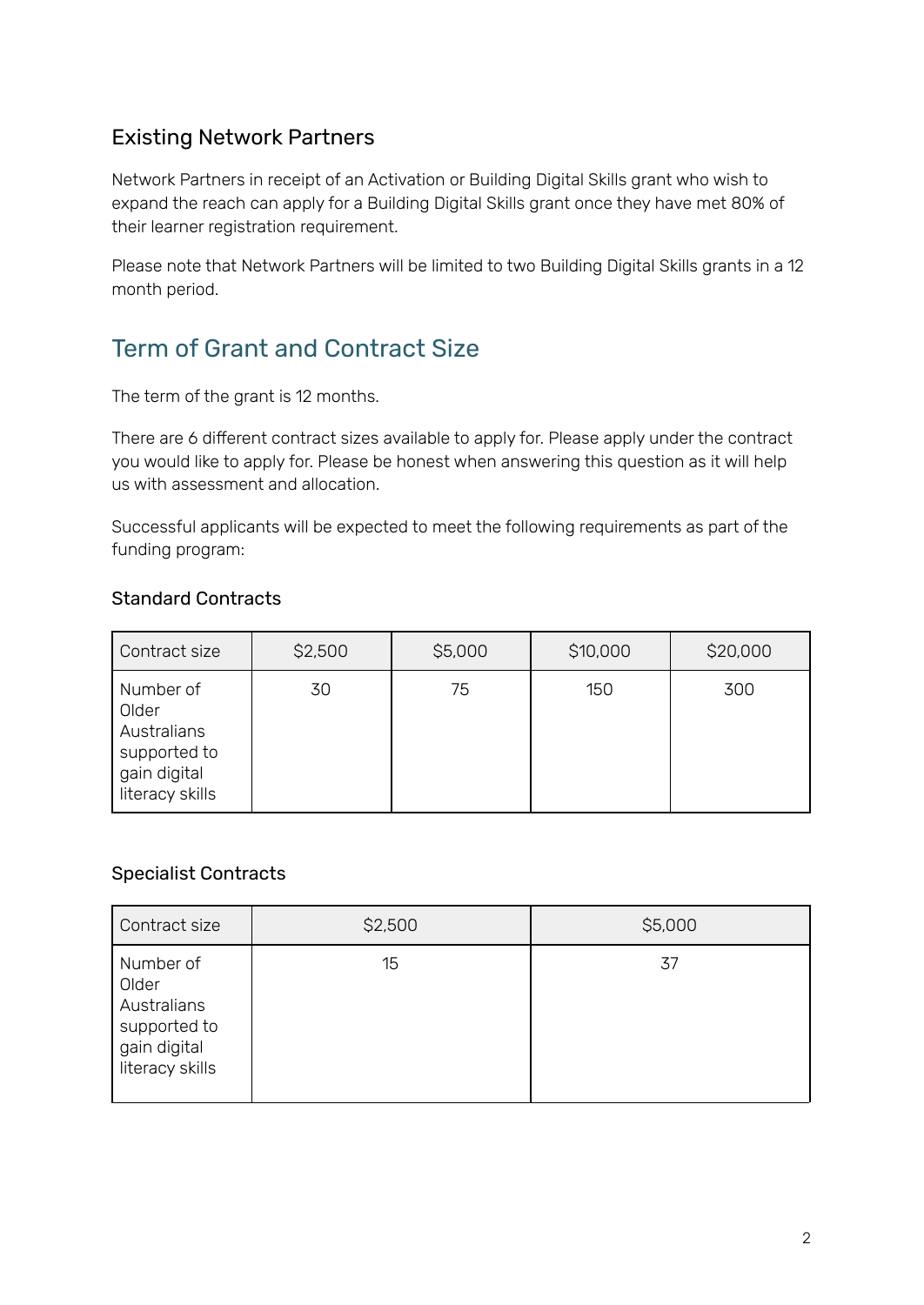### Existing Network Partners

Network Partners in receipt of an Activation or Building Digital Skills grant who wish to expand the reach can apply for a Building Digital Skills grant once they have met 80% of their learner registration requirement.

Please note that Network Partners will be limited to two Building Digital Skills grants in a 12 month period.

## Term of Grant and Contract Size

The term of the grant is 12 months.

There are 6 different contract sizes available to apply for. Please apply under the contract you would like to apply for. Please be honest when answering this question as it will help us with assessment and allocation.

Successful applicants will be expected to meet the following requirements as part of the funding program:

### Standard Contracts

| Contract size | $2,500 | $5,000 | $10,000 | $20,000 |
|---|---|---|---|---|
| Number of Older Australians supported to gain digital literacy skills | 30 | 75 | 150 | 300 |

### Specialist Contracts

| Contract size | $2,500 | $5,000 |
|---|---|---|
| Number of Older Australians supported to gain digital literacy skills | 15 | 37 |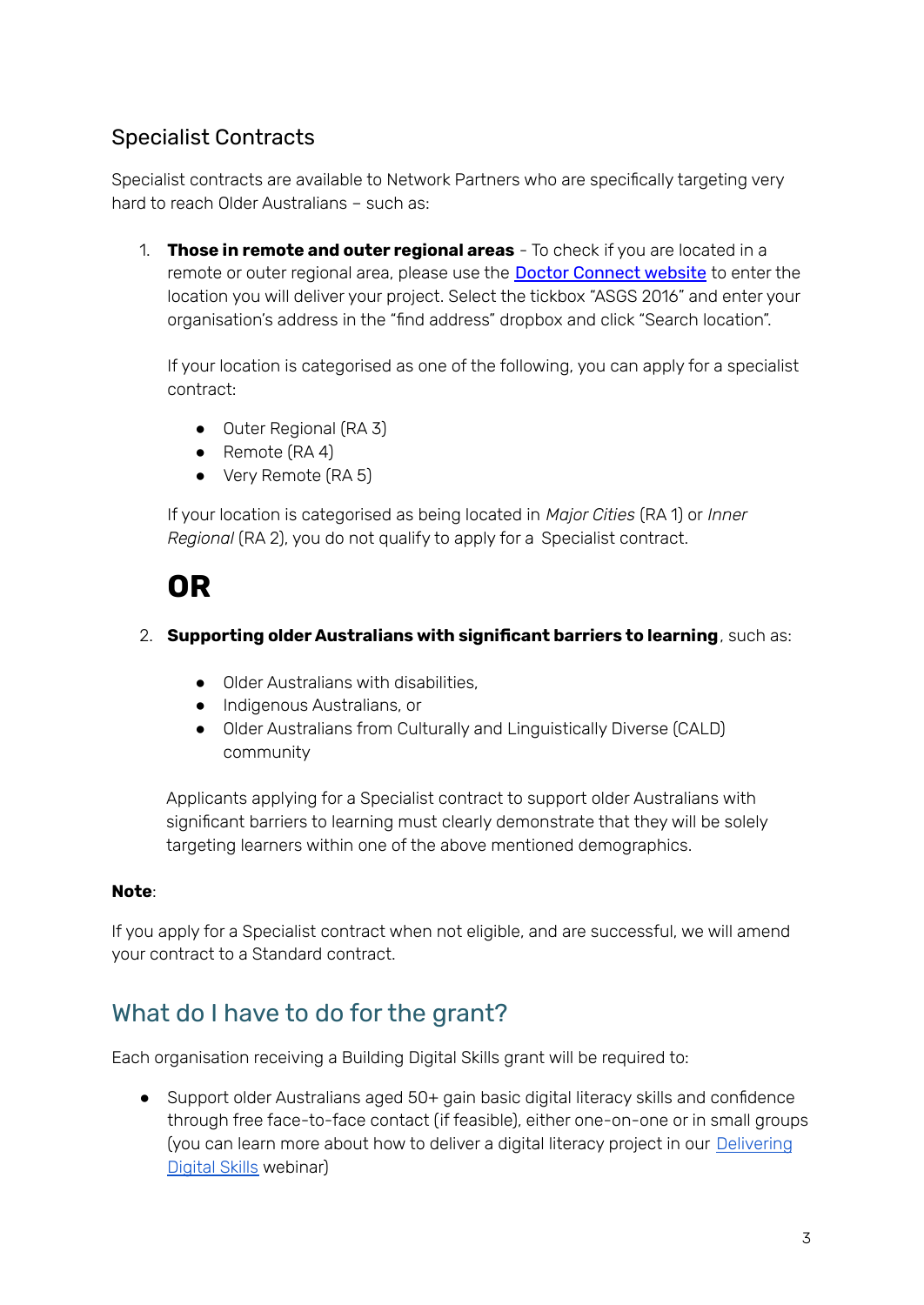## Specialist Contracts

Specialist contracts are available to Network Partners who are specifically targeting very hard to reach Older Australians – such as:

1. **Those in remote and outer regional areas** - To check if you are located in a remote or outer regional area, please use the [Doctor Connect website]() to enter the location you will deliver your project. Select the tickbox "ASGS 2016" and enter your organisation's address in the "find address" dropbox and click "Search location".

   If your location is categorised as one of the following, you can apply for a specialist contract:

   - Outer Regional (RA 3)
   - Remote (RA 4)
   - Very Remote (RA 5)

   If your location is categorised as being located in *Major Cities* (RA 1) or *Inner Regional* (RA 2), you do not qualify to apply for a Specialist contract.

   # OR

2. **Supporting older Australians with significant barriers to learning**, such as:

   - Older Australians with disabilities,
   - Indigenous Australians, or
   - Older Australians from Culturally and Linguistically Diverse (CALD) community

   Applicants applying for a Specialist contract to support older Australians with significant barriers to learning must clearly demonstrate that they will be solely targeting learners within one of the above mentioned demographics.

**Note**:

If you apply for a Specialist contract when not eligible, and are successful, we will amend your contract to a Standard contract.

## What do I have to do for the grant?

Each organisation receiving a Building Digital Skills grant will be required to:

- Support older Australians aged 50+ gain basic digital literacy skills and confidence through free face-to-face contact (if feasible), either one-on-one or in small groups (you can learn more about how to deliver a digital literacy project in our [Delivering Digital Skills]() webinar)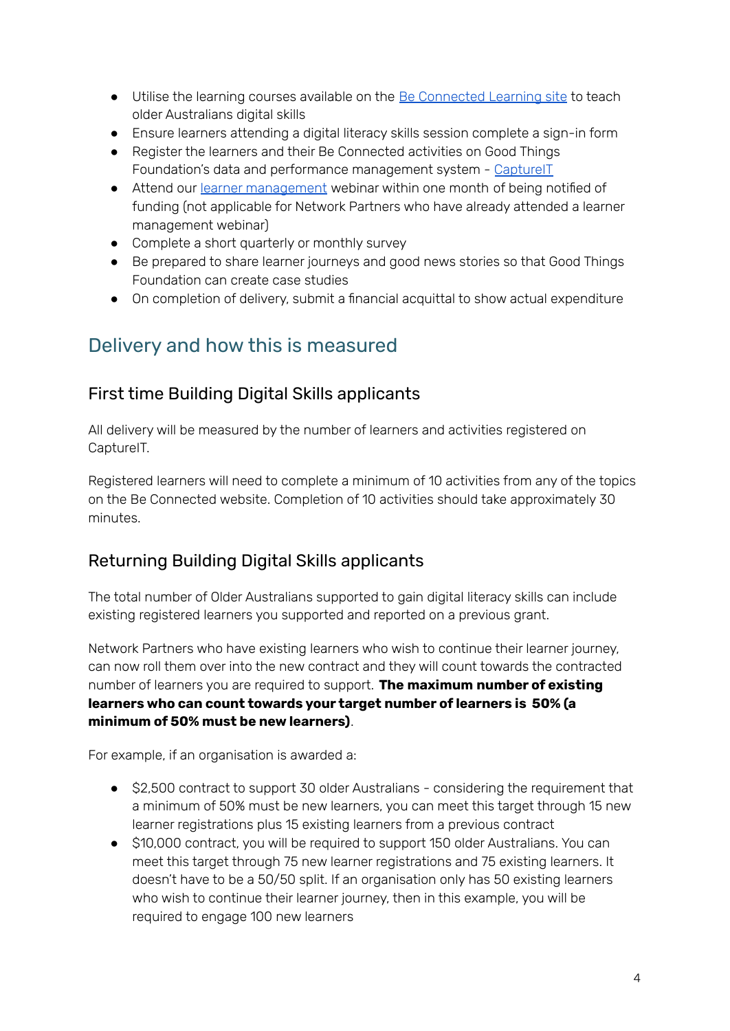- Utilise the learning courses available on the Be Connected Learning site to teach older Australians digital skills
- Ensure learners attending a digital literacy skills session complete a sign-in form
- Register the learners and their Be Connected activities on Good Things Foundation's data and performance management system - CaptureIT
- Attend our learner management webinar within one month of being notified of funding (not applicable for Network Partners who have already attended a learner management webinar)
- Complete a short quarterly or monthly survey
- Be prepared to share learner journeys and good news stories so that Good Things Foundation can create case studies
- On completion of delivery, submit a financial acquittal to show actual expenditure

## Delivery and how this is measured

### First time Building Digital Skills applicants

All delivery will be measured by the number of learners and activities registered on CaptureIT.

Registered learners will need to complete a minimum of 10 activities from any of the topics on the Be Connected website. Completion of 10 activities should take approximately 30 minutes.

### Returning Building Digital Skills applicants

The total number of Older Australians supported to gain digital literacy skills can include existing registered learners you supported and reported on a previous grant.

Network Partners who have existing learners who wish to continue their learner journey, can now roll them over into the new contract and they will count towards the contracted number of learners you are required to support. **The maximum number of existing learners who can count towards your target number of learners is 50% (a minimum of 50% must be new learners)**.

For example, if an organisation is awarded a:

- $2,500 contract to support 30 older Australians - considering the requirement that a minimum of 50% must be new learners, you can meet this target through 15 new learner registrations plus 15 existing learners from a previous contract
- $10,000 contract, you will be required to support 150 older Australians. You can meet this target through 75 new learner registrations and 75 existing learners. It doesn't have to be a 50/50 split. If an organisation only has 50 existing learners who wish to continue their learner journey, then in this example, you will be required to engage 100 new learners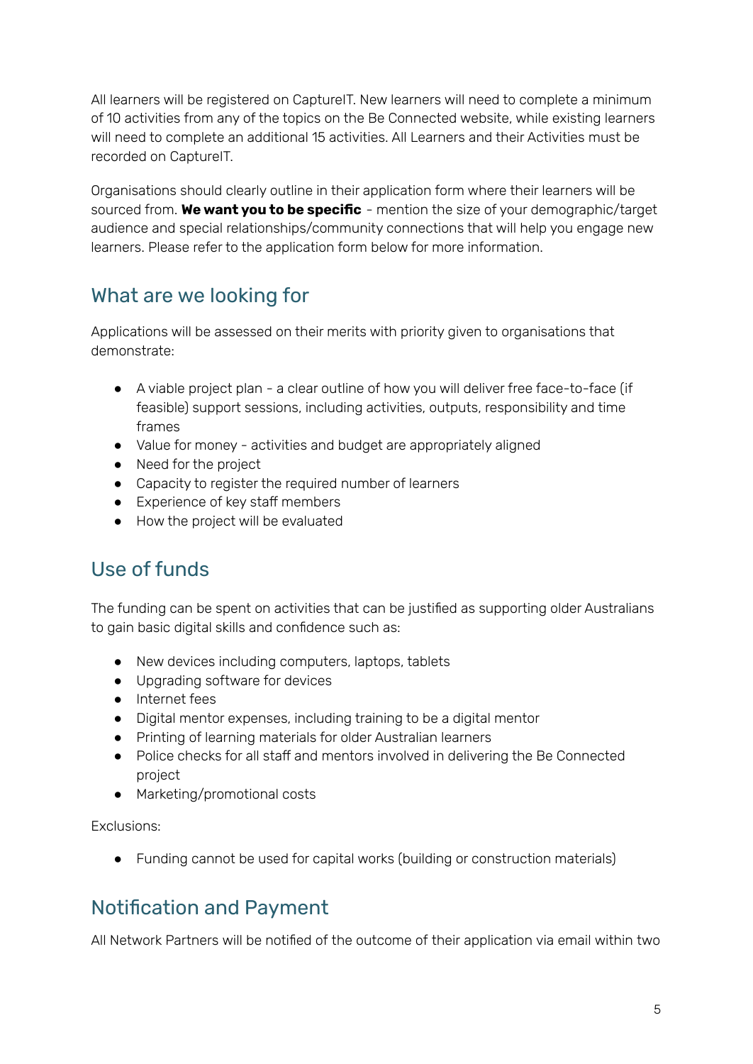All learners will be registered on CaptureIT. New learners will need to complete a minimum of 10 activities from any of the topics on the Be Connected website, while existing learners will need to complete an additional 15 activities. All Learners and their Activities must be recorded on CaptureIT.

Organisations should clearly outline in their application form where their learners will be sourced from. **We want you to be specific** - mention the size of your demographic/target audience and special relationships/community connections that will help you engage new learners. Please refer to the application form below for more information.

## What are we looking for

Applications will be assessed on their merits with priority given to organisations that demonstrate:

- A viable project plan - a clear outline of how you will deliver free face-to-face (if feasible) support sessions, including activities, outputs, responsibility and time frames
- Value for money - activities and budget are appropriately aligned
- Need for the project
- Capacity to register the required number of learners
- Experience of key staff members
- How the project will be evaluated

## Use of funds

The funding can be spent on activities that can be justified as supporting older Australians to gain basic digital skills and confidence such as:

- New devices including computers, laptops, tablets
- Upgrading software for devices
- Internet fees
- Digital mentor expenses, including training to be a digital mentor
- Printing of learning materials for older Australian learners
- Police checks for all staff and mentors involved in delivering the Be Connected project
- Marketing/promotional costs

Exclusions:

- Funding cannot be used for capital works (building or construction materials)

## Notification and Payment

All Network Partners will be notified of the outcome of their application via email within two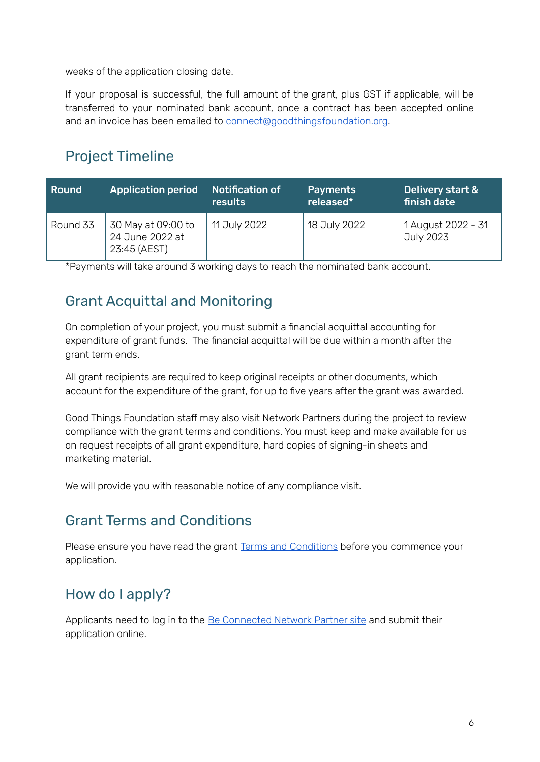weeks of the application closing date.

If your proposal is successful, the full amount of the grant, plus GST if applicable, will be transferred to your nominated bank account, once a contract has been accepted online and an invoice has been emailed to connect@goodthingsfoundation.org.

## Project Timeline

| Round | Application period | Notification of results | Payments released* | Delivery start & finish date |
|---|---|---|---|---|
| Round 33 | 30 May at 09:00 to 24 June 2022 at 23:45 (AEST) | 11 July 2022 | 18 July 2022 | 1 August 2022 - 31 July 2023 |

*Payments will take around 3 working days to reach the nominated bank account.

## Grant Acquittal and Monitoring

On completion of your project, you must submit a financial acquittal accounting for expenditure of grant funds. The financial acquittal will be due within a month after the grant term ends.

All grant recipients are required to keep original receipts or other documents, which account for the expenditure of the grant, for up to five years after the grant was awarded.

Good Things Foundation staff may also visit Network Partners during the project to review compliance with the grant terms and conditions. You must keep and make available for us on request receipts of all grant expenditure, hard copies of signing-in sheets and marketing material.

We will provide you with reasonable notice of any compliance visit.

## Grant Terms and Conditions

Please ensure you have read the grant Terms and Conditions before you commence your application.

## How do I apply?

Applicants need to log in to the Be Connected Network Partner site and submit their application online.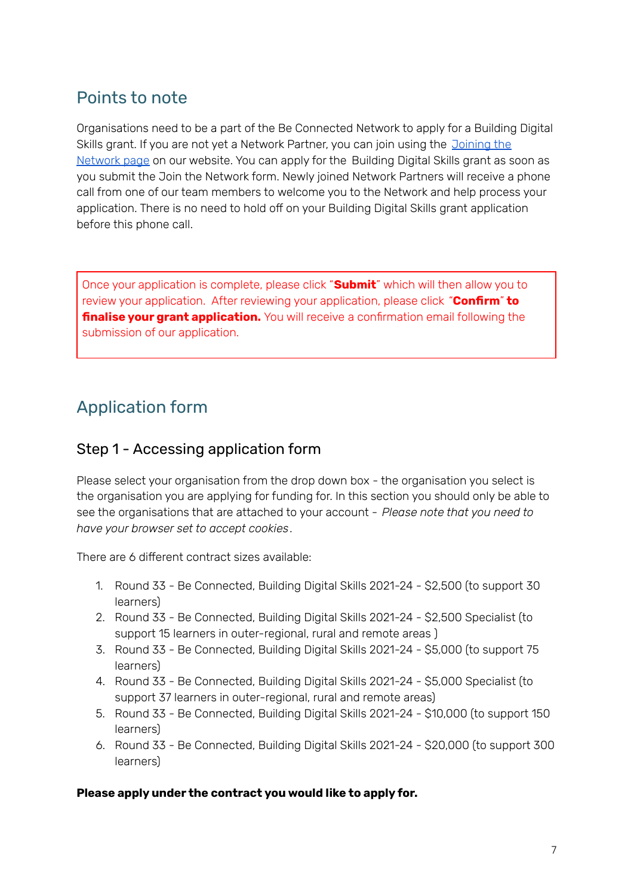## Points to note

Organisations need to be a part of the Be Connected Network to apply for a Building Digital Skills grant. If you are not yet a Network Partner, you can join using the [Joining the Network page](#) on our website. You can apply for the Building Digital Skills grant as soon as you submit the Join the Network form. Newly joined Network Partners will receive a phone call from one of our team members to welcome you to the Network and help process your application. There is no need to hold off on your Building Digital Skills grant application before this phone call.

> Once your application is complete, please click "**Submit**" which will then allow you to review your application. After reviewing your application, please click "**Confirm**" **to finalise your grant application.** You will receive a confirmation email following the submission of our application.

## Application form

### Step 1 - Accessing application form

Please select your organisation from the drop down box - the organisation you select is the organisation you are applying for funding for. In this section you should only be able to see the organisations that are attached to your account - *Please note that you need to have your browser set to accept cookies*.

There are 6 different contract sizes available:

1. Round 33 - Be Connected, Building Digital Skills 2021-24 - $2,500 (to support 30 learners)
2. Round 33 - Be Connected, Building Digital Skills 2021-24 - $2,500 Specialist (to support 15 learners in outer-regional, rural and remote areas )
3. Round 33 - Be Connected, Building Digital Skills 2021-24 - $5,000 (to support 75 learners)
4. Round 33 - Be Connected, Building Digital Skills 2021-24 - $5,000 Specialist (to support 37 learners in outer-regional, rural and remote areas)
5. Round 33 - Be Connected, Building Digital Skills 2021-24 - $10,000 (to support 150 learners)
6. Round 33 - Be Connected, Building Digital Skills 2021-24 - $20,000 (to support 300 learners)

**Please apply under the contract you would like to apply for.**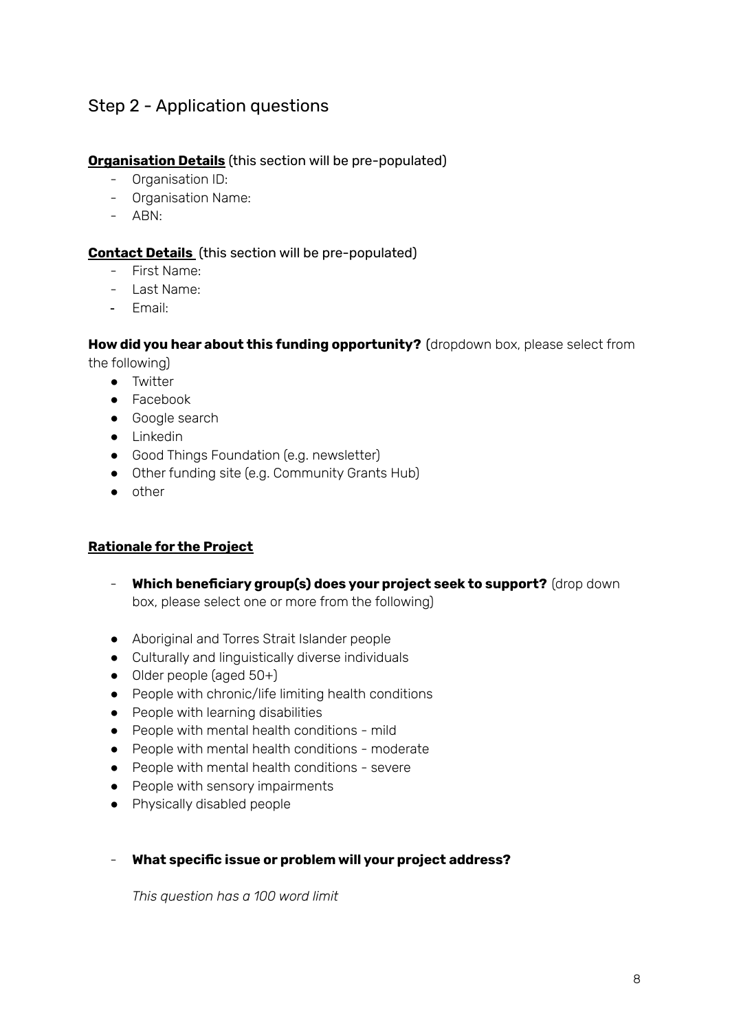## Step 2 - Application questions

**Organisation Details** (this section will be pre-populated)

- Organisation ID:
- Organisation Name:
- ABN:

**Contact Details** (this section will be pre-populated)

- First Name:
- Last Name:
- Email:

**How did you hear about this funding opportunity?** (dropdown box, please select from the following)

- Twitter
- Facebook
- Google search
- Linkedin
- Good Things Foundation (e.g. newsletter)
- Other funding site (e.g. Community Grants Hub)
- other

**Rationale for the Project**

- **Which beneficiary group(s) does your project seek to support?** (drop down box, please select one or more from the following)

- Aboriginal and Torres Strait Islander people
- Culturally and linguistically diverse individuals
- Older people (aged 50+)
- People with chronic/life limiting health conditions
- People with learning disabilities
- People with mental health conditions - mild
- People with mental health conditions - moderate
- People with mental health conditions - severe
- People with sensory impairments
- Physically disabled people

- **What specific issue or problem will your project address?**

  *This question has a 100 word limit*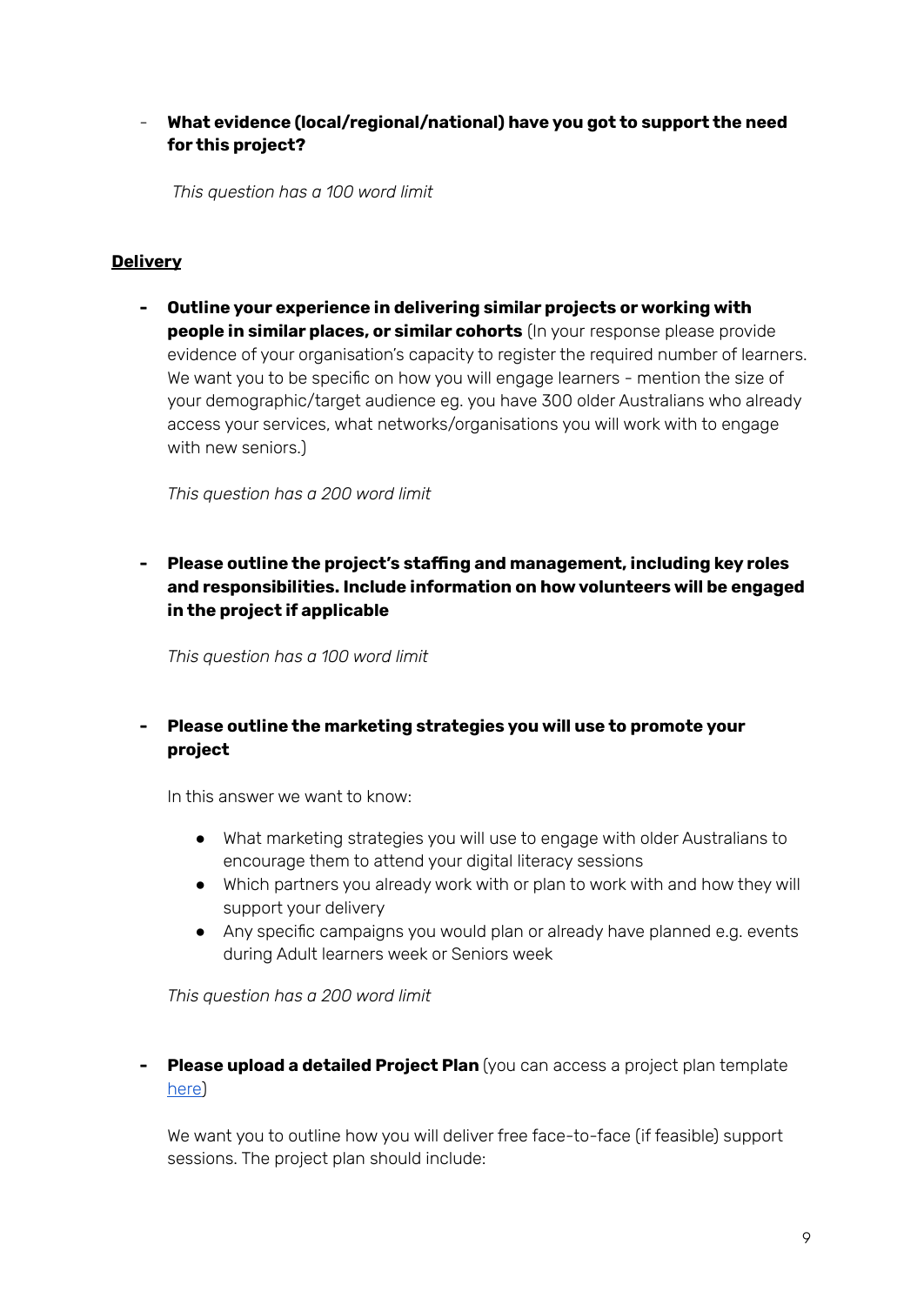- **What evidence (local/regional/national) have you got to support the need for this project?**

  *This question has a 100 word limit*

**Delivery**

- **Outline your experience in delivering similar projects or working with people in similar places, or similar cohorts** (In your response please provide evidence of your organisation's capacity to register the required number of learners. We want you to be specific on how you will engage learners - mention the size of your demographic/target audience eg. you have 300 older Australians who already access your services, what networks/organisations you will work with to engage with new seniors.)

  *This question has a 200 word limit*

- **Please outline the project's staffing and management, including key roles and responsibilities. Include information on how volunteers will be engaged in the project if applicable**

  *This question has a 100 word limit*

- **Please outline the marketing strategies you will use to promote your project**

  In this answer we want to know:

  - What marketing strategies you will use to engage with older Australians to encourage them to attend your digital literacy sessions
  - Which partners you already work with or plan to work with and how they will support your delivery
  - Any specific campaigns you would plan or already have planned e.g. events during Adult learners week or Seniors week

  *This question has a 200 word limit*

- **Please upload a detailed Project Plan** (you can access a project plan template [here](here))

  We want you to outline how you will deliver free face-to-face (if feasible) support sessions. The project plan should include: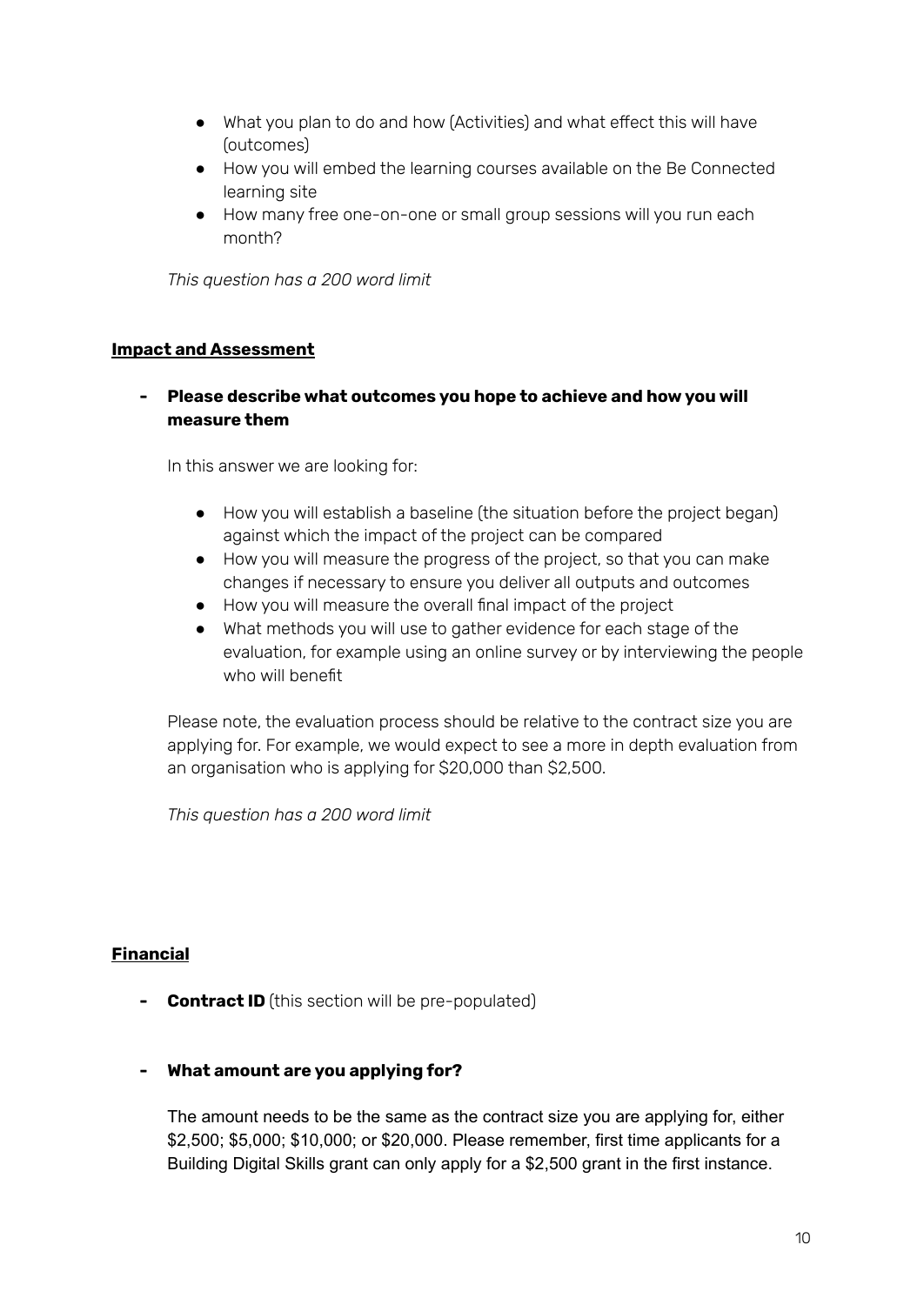- What you plan to do and how (Activities) and what effect this will have (outcomes)
- How you will embed the learning courses available on the Be Connected learning site
- How many free one-on-one or small group sessions will you run each month?

*This question has a 200 word limit*

**Impact and Assessment**

- **Please describe what outcomes you hope to achieve and how you will measure them**

  In this answer we are looking for:

  - How you will establish a baseline (the situation before the project began) against which the impact of the project can be compared
  - How you will measure the progress of the project, so that you can make changes if necessary to ensure you deliver all outputs and outcomes
  - How you will measure the overall final impact of the project
  - What methods you will use to gather evidence for each stage of the evaluation, for example using an online survey or by interviewing the people who will benefit

  Please note, the evaluation process should be relative to the contract size you are applying for. For example, we would expect to see a more in depth evaluation from an organisation who is applying for $20,000 than $2,500.

  *This question has a 200 word limit*

**Financial**

- **Contract ID** (this section will be pre-populated)

- **What amount are you applying for?**

  The amount needs to be the same as the contract size you are applying for, either $2,500; $5,000; $10,000; or $20,000. Please remember, first time applicants for a Building Digital Skills grant can only apply for a $2,500 grant in the first instance.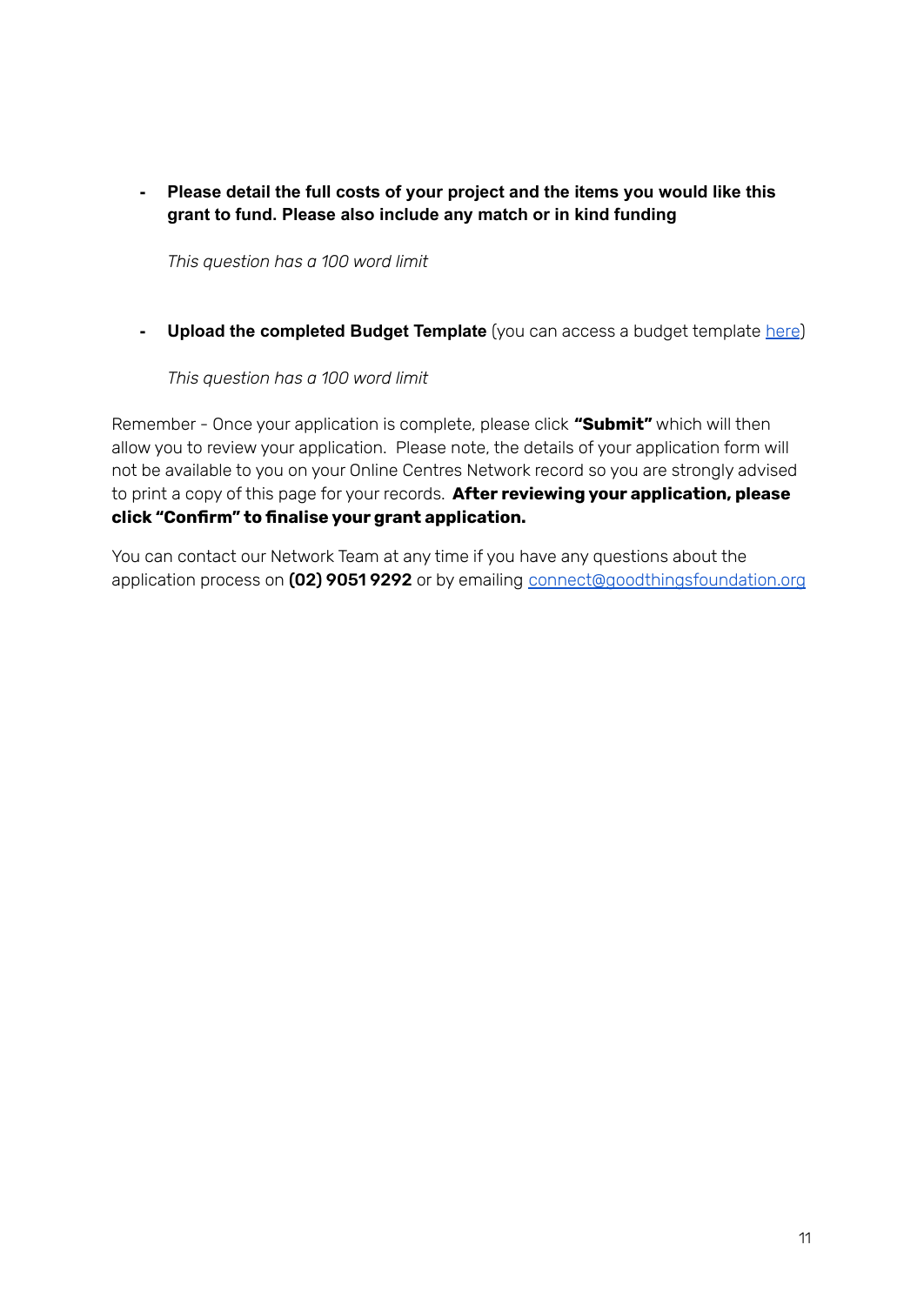- **Please detail the full costs of your project and the items you would like this grant to fund. Please also include any match or in kind funding**

  *This question has a 100 word limit*

- **Upload the completed Budget Template** (you can access a budget template here)

  *This question has a 100 word limit*

Remember - Once your application is complete, please click **"Submit"** which will then allow you to review your application. Please note, the details of your application form will not be available to you on your Online Centres Network record so you are strongly advised to print a copy of this page for your records. **After reviewing your application, please click "Confirm" to finalise your grant application.**

You can contact our Network Team at any time if you have any questions about the application process on **(02) 9051 9292** or by emailing connect@goodthingsfoundation.org